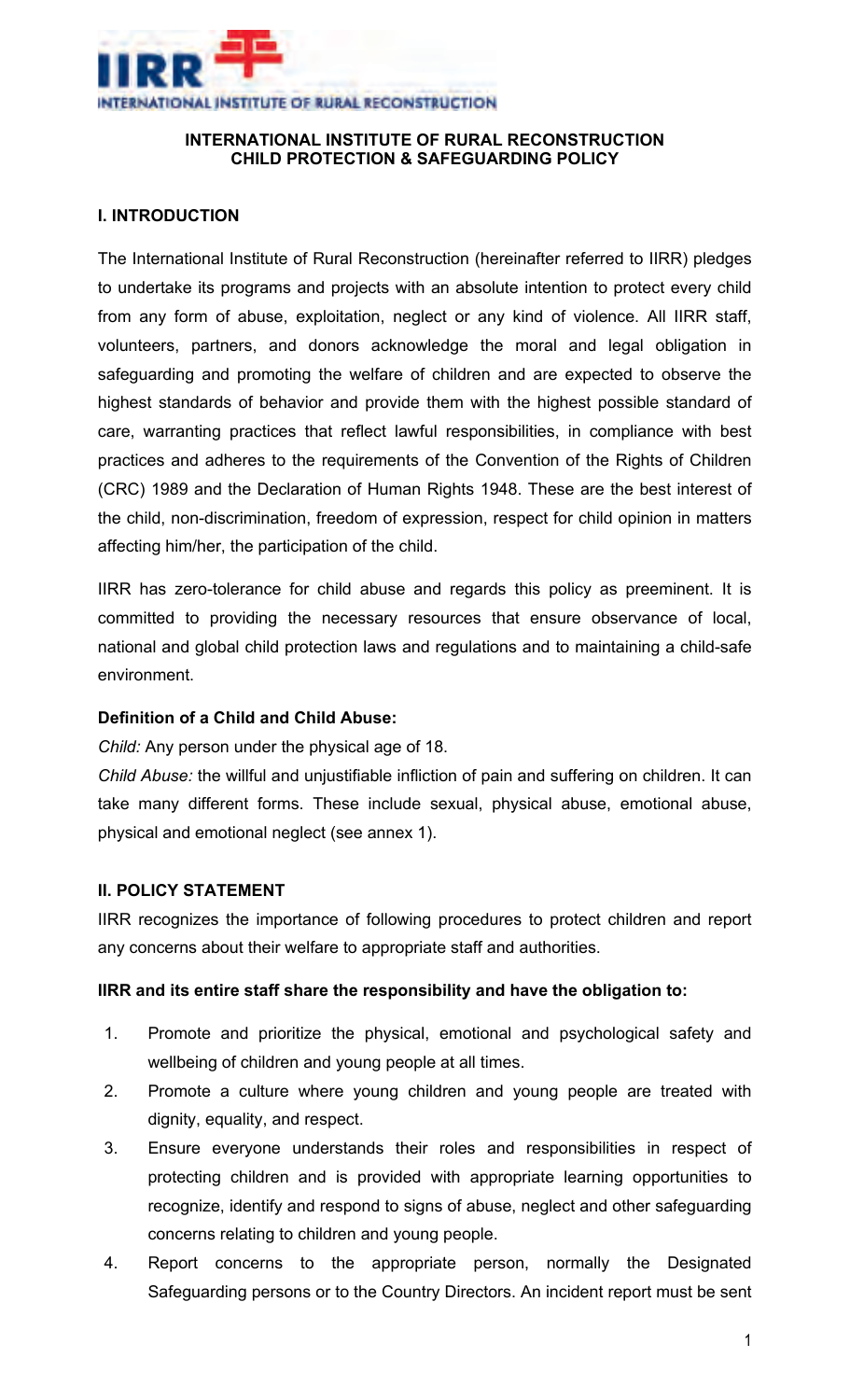IIRR

INTERNATIONAL INSTITUTE OF RURAL RECONSTRUCTION

**INTERNATIONAL INSTITUTE OF RURAL RECONSTRUCTION**
**CHILD PROTECTION & SAFEGUARDING POLICY**

## I. INTRODUCTION

The International Institute of Rural Reconstruction (hereinafter referred to IIRR) pledges to undertake its programs and projects with an absolute intention to protect every child from any form of abuse, exploitation, neglect or any kind of violence. All IIRR staff, volunteers, partners, and donors acknowledge the moral and legal obligation in safeguarding and promoting the welfare of children and are expected to observe the highest standards of behavior and provide them with the highest possible standard of care, warranting practices that reflect lawful responsibilities, in compliance with best practices and adheres to the requirements of the Convention of the Rights of Children (CRC) 1989 and the Declaration of Human Rights 1948. These are the best interest of the child, non-discrimination, freedom of expression, respect for child opinion in matters affecting him/her, the participation of the child.

IIRR has zero-tolerance for child abuse and regards this policy as preeminent. It is committed to providing the necessary resources that ensure observance of local, national and global child protection laws and regulations and to maintaining a child-safe environment.

**Definition of a Child and Child Abuse:**

*Child:* Any person under the physical age of 18.

*Child Abuse:* the willful and unjustifiable infliction of pain and suffering on children. It can take many different forms. These include sexual, physical abuse, emotional abuse, physical and emotional neglect (see annex 1).

## II. POLICY STATEMENT

IIRR recognizes the importance of following procedures to protect children and report any concerns about their welfare to appropriate staff and authorities.

**IIRR and its entire staff share the responsibility and have the obligation to:**

1. Promote and prioritize the physical, emotional and psychological safety and wellbeing of children and young people at all times.
2. Promote a culture where young children and young people are treated with dignity, equality, and respect.
3. Ensure everyone understands their roles and responsibilities in respect of protecting children and is provided with appropriate learning opportunities to recognize, identify and respond to signs of abuse, neglect and other safeguarding concerns relating to children and young people.
4. Report concerns to the appropriate person, normally the Designated Safeguarding persons or to the Country Directors. An incident report must be sent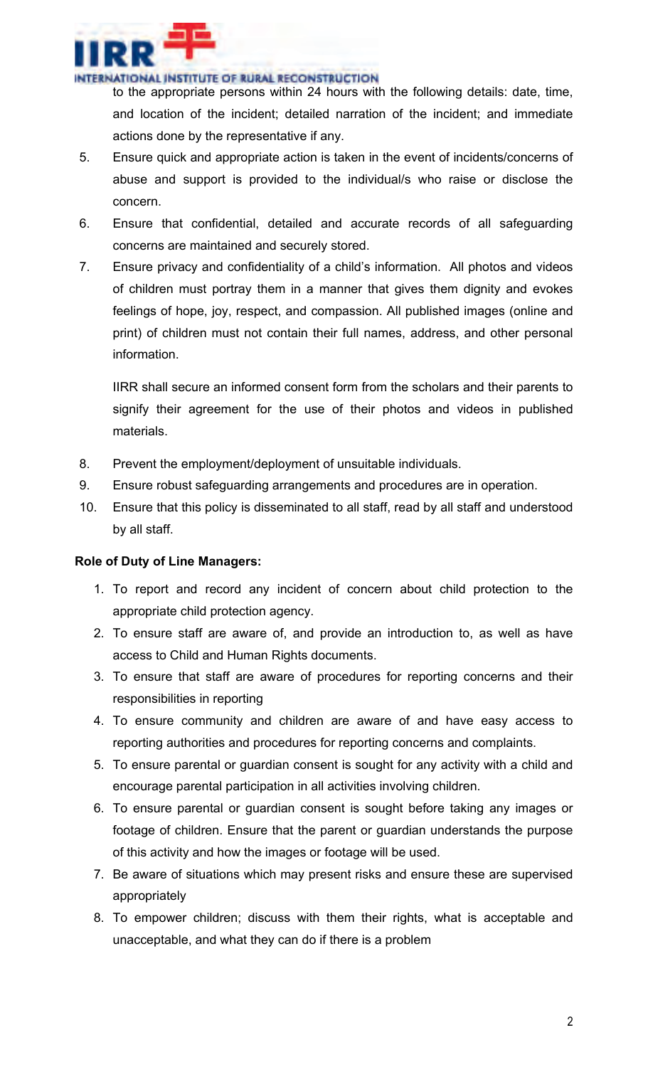to the appropriate persons within 24 hours with the following details: date, time, and location of the incident; detailed narration of the incident; and immediate actions done by the representative if any.

5. Ensure quick and appropriate action is taken in the event of incidents/concerns of abuse and support is provided to the individual/s who raise or disclose the concern.
6. Ensure that confidential, detailed and accurate records of all safeguarding concerns are maintained and securely stored.
7. Ensure privacy and confidentiality of a child's information. All photos and videos of children must portray them in a manner that gives them dignity and evokes feelings of hope, joy, respect, and compassion. All published images (online and print) of children must not contain their full names, address, and other personal information.

   IIRR shall secure an informed consent form from the scholars and their parents to signify their agreement for the use of their photos and videos in published materials.

8. Prevent the employment/deployment of unsuitable individuals.
9. Ensure robust safeguarding arrangements and procedures are in operation.
10. Ensure that this policy is disseminated to all staff, read by all staff and understood by all staff.

**Role of Duty of Line Managers:**

1. To report and record any incident of concern about child protection to the appropriate child protection agency.
2. To ensure staff are aware of, and provide an introduction to, as well as have access to Child and Human Rights documents.
3. To ensure that staff are aware of procedures for reporting concerns and their responsibilities in reporting
4. To ensure community and children are aware of and have easy access to reporting authorities and procedures for reporting concerns and complaints.
5. To ensure parental or guardian consent is sought for any activity with a child and encourage parental participation in all activities involving children.
6. To ensure parental or guardian consent is sought before taking any images or footage of children. Ensure that the parent or guardian understands the purpose of this activity and how the images or footage will be used.
7. Be aware of situations which may present risks and ensure these are supervised appropriately
8. To empower children; discuss with them their rights, what is acceptable and unacceptable, and what they can do if there is a problem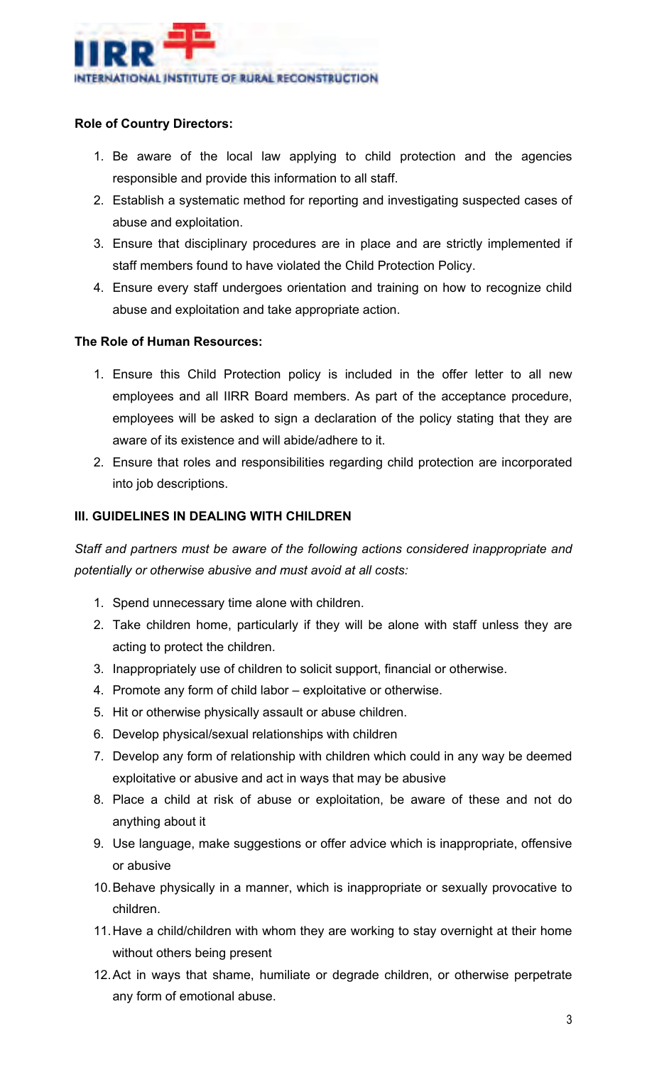**Role of Country Directors:**

1. Be aware of the local law applying to child protection and the agencies responsible and provide this information to all staff.
2. Establish a systematic method for reporting and investigating suspected cases of abuse and exploitation.
3. Ensure that disciplinary procedures are in place and are strictly implemented if staff members found to have violated the Child Protection Policy.
4. Ensure every staff undergoes orientation and training on how to recognize child abuse and exploitation and take appropriate action.

**The Role of Human Resources:**

1. Ensure this Child Protection policy is included in the offer letter to all new employees and all IIRR Board members. As part of the acceptance procedure, employees will be asked to sign a declaration of the policy stating that they are aware of its existence and will abide/adhere to it.
2. Ensure that roles and responsibilities regarding child protection are incorporated into job descriptions.

**III. GUIDELINES IN DEALING WITH CHILDREN**

*Staff and partners must be aware of the following actions considered inappropriate and potentially or otherwise abusive and must avoid at all costs:*

1. Spend unnecessary time alone with children.
2. Take children home, particularly if they will be alone with staff unless they are acting to protect the children.
3. Inappropriately use of children to solicit support, financial or otherwise.
4. Promote any form of child labor – exploitative or otherwise.
5. Hit or otherwise physically assault or abuse children.
6. Develop physical/sexual relationships with children
7. Develop any form of relationship with children which could in any way be deemed exploitative or abusive and act in ways that may be abusive
8. Place a child at risk of abuse or exploitation, be aware of these and not do anything about it
9. Use language, make suggestions or offer advice which is inappropriate, offensive or abusive
10. Behave physically in a manner, which is inappropriate or sexually provocative to children.
11. Have a child/children with whom they are working to stay overnight at their home without others being present
12. Act in ways that shame, humiliate or degrade children, or otherwise perpetrate any form of emotional abuse.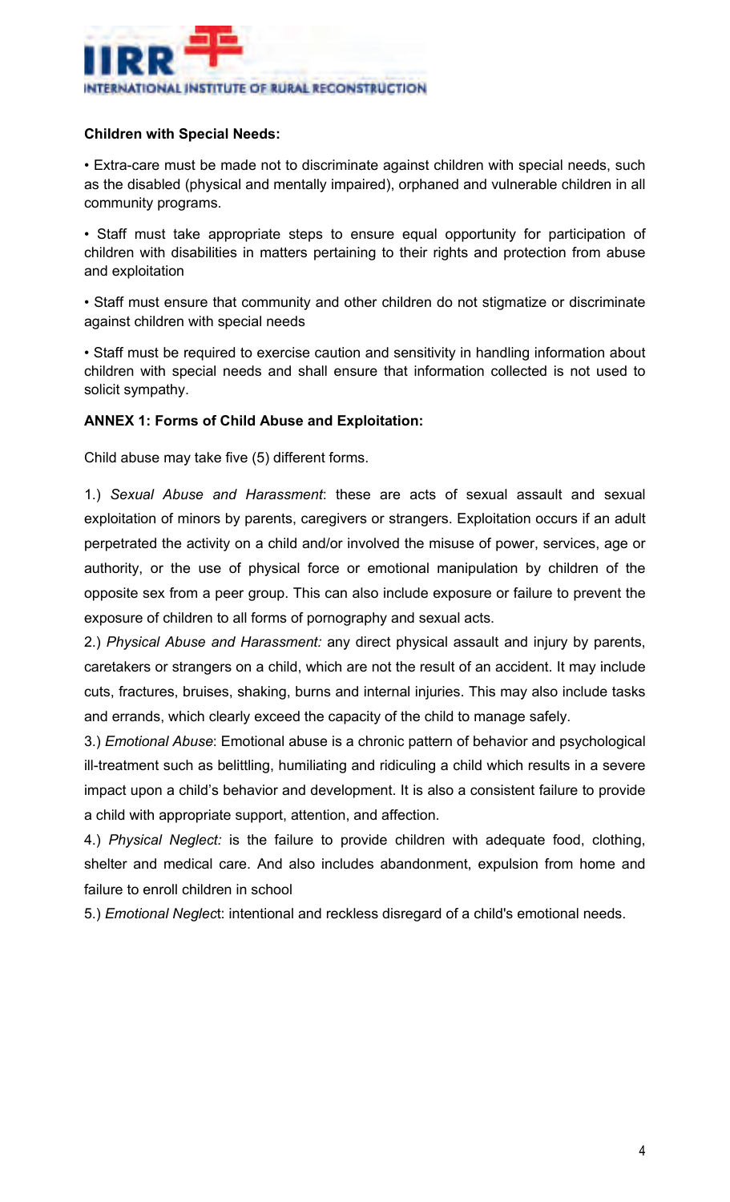**Children with Special Needs:**

- Extra-care must be made not to discriminate against children with special needs, such as the disabled (physical and mentally impaired), orphaned and vulnerable children in all community programs.

- Staff must take appropriate steps to ensure equal opportunity for participation of children with disabilities in matters pertaining to their rights and protection from abuse and exploitation

- Staff must ensure that community and other children do not stigmatize or discriminate against children with special needs

- Staff must be required to exercise caution and sensitivity in handling information about children with special needs and shall ensure that information collected is not used to solicit sympathy.

**ANNEX 1: Forms of Child Abuse and Exploitation:**

Child abuse may take five (5) different forms.

1.) *Sexual Abuse and Harassment*: these are acts of sexual assault and sexual exploitation of minors by parents, caregivers or strangers. Exploitation occurs if an adult perpetrated the activity on a child and/or involved the misuse of power, services, age or authority, or the use of physical force or emotional manipulation by children of the opposite sex from a peer group. This can also include exposure or failure to prevent the exposure of children to all forms of pornography and sexual acts.

2.) *Physical Abuse and Harassment:* any direct physical assault and injury by parents, caretakers or strangers on a child, which are not the result of an accident. It may include cuts, fractures, bruises, shaking, burns and internal injuries. This may also include tasks and errands, which clearly exceed the capacity of the child to manage safely.

3.) *Emotional Abuse*: Emotional abuse is a chronic pattern of behavior and psychological ill-treatment such as belittling, humiliating and ridiculing a child which results in a severe impact upon a child's behavior and development. It is also a consistent failure to provide a child with appropriate support, attention, and affection.

4.) *Physical Neglect:* is the failure to provide children with adequate food, clothing, shelter and medical care. And also includes abandonment, expulsion from home and failure to enroll children in school

5.) *Emotional Neglec*t: intentional and reckless disregard of a child's emotional needs.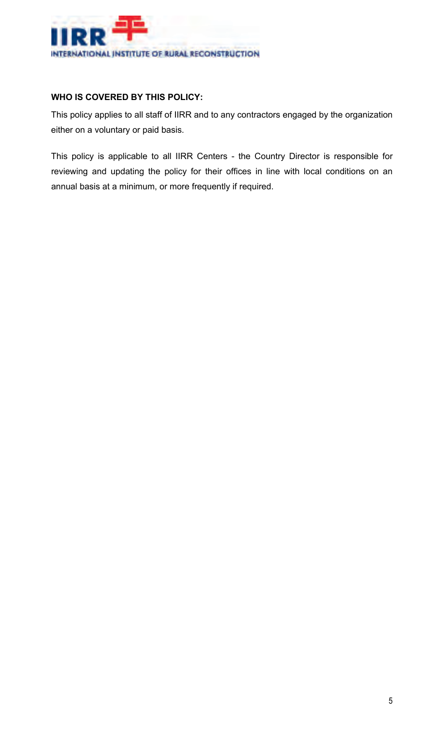### WHO IS COVERED BY THIS POLICY:

This policy applies to all staff of IIRR and to any contractors engaged by the organization either on a voluntary or paid basis.

This policy is applicable to all IIRR Centers - the Country Director is responsible for reviewing and updating the policy for their offices in line with local conditions on an annual basis at a minimum, or more frequently if required.